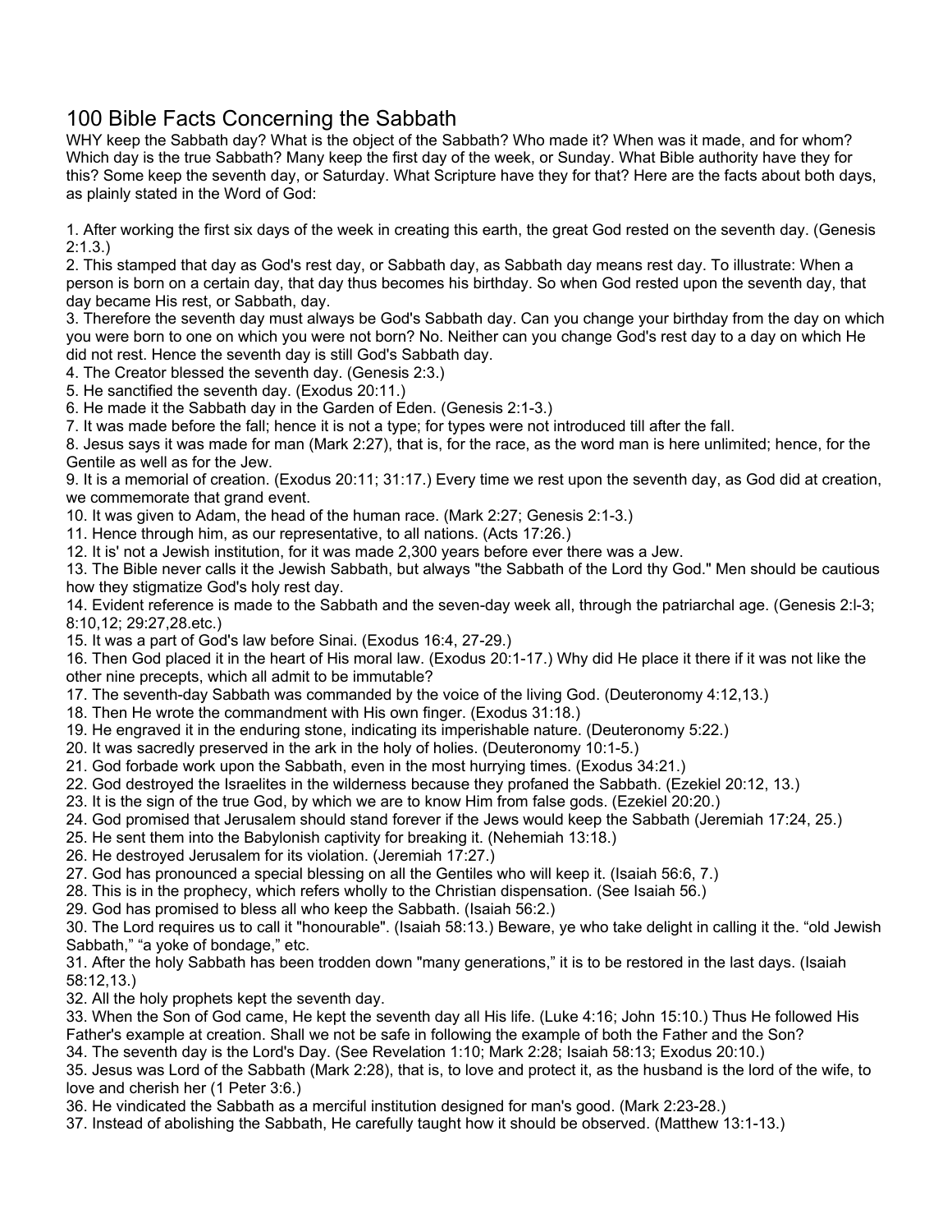# 100 Bible Facts Concerning the Sabbath

WHY keep the Sabbath day? What is the object of the Sabbath? Who made it? When was it made, and for whom? Which day is the true Sabbath? Many keep the first day of the week, or Sunday. What Bible authority have they for this? Some keep the seventh day, or Saturday. What Scripture have they for that? Here are the facts about both days, as plainly stated in the Word of God:

1. After working the first six days of the week in creating this earth, the great God rested on the seventh day. (Genesis 2:1.3.)
2. This stamped that day as God's rest day, or Sabbath day, as Sabbath day means rest day. To illustrate: When a person is born on a certain day, that day thus becomes his birthday. So when God rested upon the seventh day, that day became His rest, or Sabbath, day.
3. Therefore the seventh day must always be God's Sabbath day. Can you change your birthday from the day on which you were born to one on which you were not born? No. Neither can you change God's rest day to a day on which He did not rest. Hence the seventh day is still God's Sabbath day.
4. The Creator blessed the seventh day. (Genesis 2:3.)
5. He sanctified the seventh day. (Exodus 20:11.)
6. He made it the Sabbath day in the Garden of Eden. (Genesis 2:1-3.)
7. It was made before the fall; hence it is not a type; for types were not introduced till after the fall.
8. Jesus says it was made for man (Mark 2:27), that is, for the race, as the word man is here unlimited; hence, for the Gentile as well as for the Jew.
9. It is a memorial of creation. (Exodus 20:11; 31:17.) Every time we rest upon the seventh day, as God did at creation, we commemorate that grand event.
10. It was given to Adam, the head of the human race. (Mark 2:27; Genesis 2:1-3.)
11. Hence through him, as our representative, to all nations. (Acts 17:26.)
12. It is' not a Jewish institution, for it was made 2,300 years before ever there was a Jew.
13. The Bible never calls it the Jewish Sabbath, but always "the Sabbath of the Lord thy God." Men should be cautious how they stigmatize God's holy rest day.
14. Evident reference is made to the Sabbath and the seven-day week all, through the patriarchal age. (Genesis 2:l-3; 8:10,12; 29:27,28.etc.)
15. It was a part of God's law before Sinai. (Exodus 16:4, 27-29.)
16. Then God placed it in the heart of His moral law. (Exodus 20:1-17.) Why did He place it there if it was not like the other nine precepts, which all admit to be immutable?
17. The seventh-day Sabbath was commanded by the voice of the living God. (Deuteronomy 4:12,13.)
18. Then He wrote the commandment with His own finger. (Exodus 31:18.)
19. He engraved it in the enduring stone, indicating its imperishable nature. (Deuteronomy 5:22.)
20. It was sacredly preserved in the ark in the holy of holies. (Deuteronomy 10:1-5.)
21. God forbade work upon the Sabbath, even in the most hurrying times. (Exodus 34:21.)
22. God destroyed the Israelites in the wilderness because they profaned the Sabbath. (Ezekiel 20:12, 13.)
23. It is the sign of the true God, by which we are to know Him from false gods. (Ezekiel 20:20.)
24. God promised that Jerusalem should stand forever if the Jews would keep the Sabbath (Jeremiah 17:24, 25.)
25. He sent them into the Babylonish captivity for breaking it. (Nehemiah 13:18.)
26. He destroyed Jerusalem for its violation. (Jeremiah 17:27.)
27. God has pronounced a special blessing on all the Gentiles who will keep it. (Isaiah 56:6, 7.)
28. This is in the prophecy, which refers wholly to the Christian dispensation. (See Isaiah 56.)
29. God has promised to bless all who keep the Sabbath. (Isaiah 56:2.)
30. The Lord requires us to call it "honourable". (Isaiah 58:13.) Beware, ye who take delight in calling it the. "old Jewish Sabbath," "a yoke of bondage," etc.
31. After the holy Sabbath has been trodden down "many generations," it is to be restored in the last days. (Isaiah 58:12,13.)
32. All the holy prophets kept the seventh day.
33. When the Son of God came, He kept the seventh day all His life. (Luke 4:16; John 15:10.) Thus He followed His Father's example at creation. Shall we not be safe in following the example of both the Father and the Son?
34. The seventh day is the Lord's Day. (See Revelation 1:10; Mark 2:28; Isaiah 58:13; Exodus 20:10.)
35. Jesus was Lord of the Sabbath (Mark 2:28), that is, to love and protect it, as the husband is the lord of the wife, to love and cherish her (1 Peter 3:6.)
36. He vindicated the Sabbath as a merciful institution designed for man's good. (Mark 2:23-28.)
37. Instead of abolishing the Sabbath, He carefully taught how it should be observed. (Matthew 13:1-13.)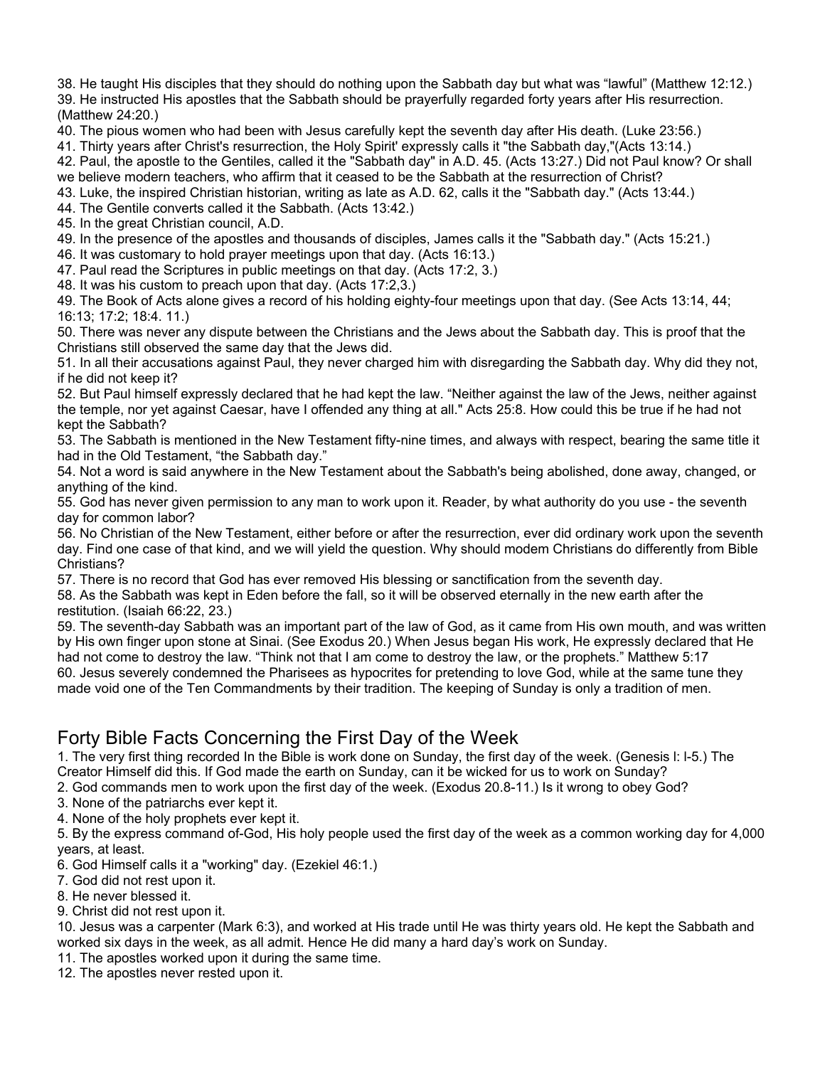38. He taught His disciples that they should do nothing upon the Sabbath day but what was "lawful" (Matthew 12:12.)
39. He instructed His apostles that the Sabbath should be prayerfully regarded forty years after His resurrection. (Matthew 24:20.)
40. The pious women who had been with Jesus carefully kept the seventh day after His death. (Luke 23:56.)
41. Thirty years after Christ's resurrection, the Holy Spirit' expressly calls it "the Sabbath day,"(Acts 13:14.)
42. Paul, the apostle to the Gentiles, called it the "Sabbath day" in A.D. 45. (Acts 13:27.) Did not Paul know? Or shall we believe modern teachers, who affirm that it ceased to be the Sabbath at the resurrection of Christ?
43. Luke, the inspired Christian historian, writing as late as A.D. 62, calls it the "Sabbath day." (Acts 13:44.)
44. The Gentile converts called it the Sabbath. (Acts 13:42.)
45. In the great Christian council, A.D.
49. In the presence of the apostles and thousands of disciples, James calls it the "Sabbath day." (Acts 15:21.)
46. It was customary to hold prayer meetings upon that day. (Acts 16:13.)
47. Paul read the Scriptures in public meetings on that day. (Acts 17:2, 3.)
48. It was his custom to preach upon that day. (Acts 17:2,3.)
49. The Book of Acts alone gives a record of his holding eighty-four meetings upon that day. (See Acts 13:14, 44; 16:13; 17:2; 18:4. 11.)
50. There was never any dispute between the Christians and the Jews about the Sabbath day. This is proof that the Christians still observed the same day that the Jews did.
51. In all their accusations against Paul, they never charged him with disregarding the Sabbath day. Why did they not, if he did not keep it?
52. But Paul himself expressly declared that he had kept the law. "Neither against the law of the Jews, neither against the temple, nor yet against Caesar, have I offended any thing at all." Acts 25:8. How could this be true if he had not kept the Sabbath?
53. The Sabbath is mentioned in the New Testament fifty-nine times, and always with respect, bearing the same title it had in the Old Testament, "the Sabbath day."
54. Not a word is said anywhere in the New Testament about the Sabbath's being abolished, done away, changed, or anything of the kind.
55. God has never given permission to any man to work upon it. Reader, by what authority do you use - the seventh day for common labor?
56. No Christian of the New Testament, either before or after the resurrection, ever did ordinary work upon the seventh day. Find one case of that kind, and we will yield the question. Why should modem Christians do differently from Bible Christians?
57. There is no record that God has ever removed His blessing or sanctification from the seventh day.
58. As the Sabbath was kept in Eden before the fall, so it will be observed eternally in the new earth after the restitution. (Isaiah 66:22, 23.)
59. The seventh-day Sabbath was an important part of the law of God, as it came from His own mouth, and was written by His own finger upon stone at Sinai. (See Exodus 20.) When Jesus began His work, He expressly declared that He had not come to destroy the law. "Think not that I am come to destroy the law, or the prophets." Matthew 5:17
60. Jesus severely condemned the Pharisees as hypocrites for pretending to love God, while at the same tune they made void one of the Ten Commandments by their tradition. The keeping of Sunday is only a tradition of men.

## Forty Bible Facts Concerning the First Day of the Week

1. The very first thing recorded In the Bible is work done on Sunday, the first day of the week. (Genesis l: l-5.) The Creator Himself did this. If God made the earth on Sunday, can it be wicked for us to work on Sunday?
2. God commands men to work upon the first day of the week. (Exodus 20.8-11.) Is it wrong to obey God?
3. None of the patriarchs ever kept it.
4. None of the holy prophets ever kept it.
5. By the express command of-God, His holy people used the first day of the week as a common working day for 4,000 years, at least.
6. God Himself calls it a "working" day. (Ezekiel 46:1.)
7. God did not rest upon it.
8. He never blessed it.
9. Christ did not rest upon it.
10. Jesus was a carpenter (Mark 6:3), and worked at His trade until He was thirty years old. He kept the Sabbath and worked six days in the week, as all admit. Hence He did many a hard day's work on Sunday.
11. The apostles worked upon it during the same time.
12. The apostles never rested upon it.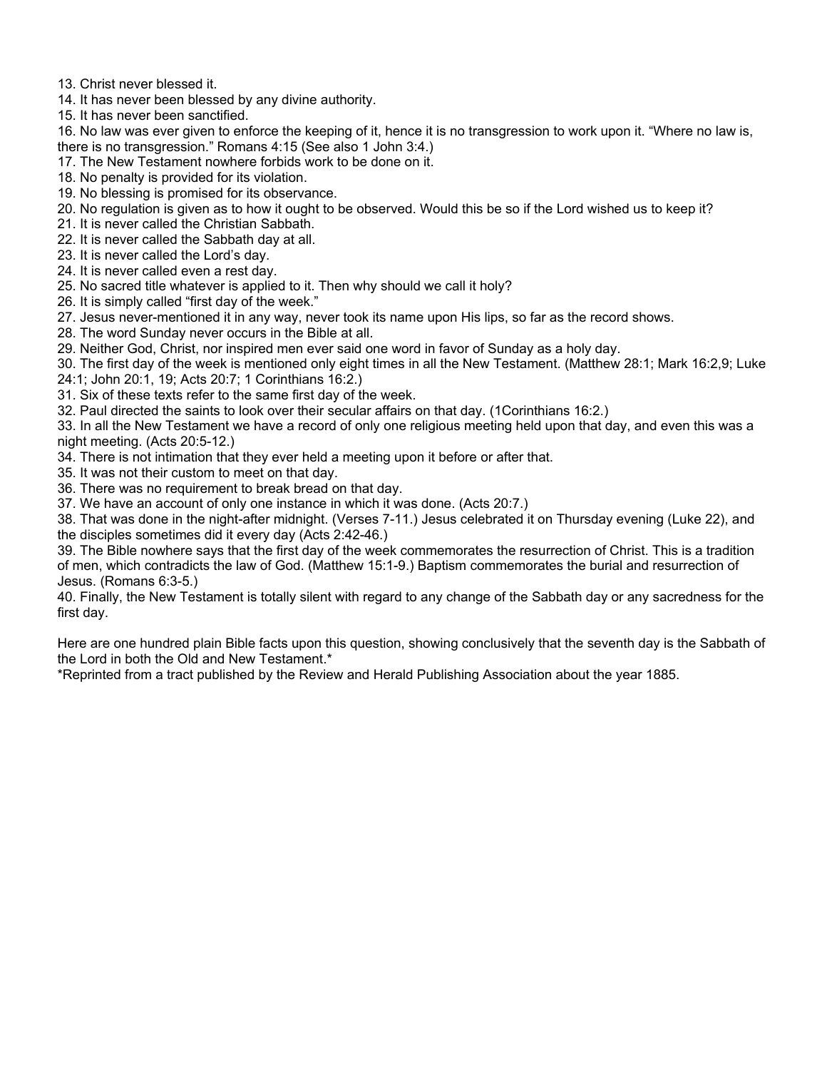13. Christ never blessed it.
14. It has never been blessed by any divine authority.
15. It has never been sanctified.
16. No law was ever given to enforce the keeping of it, hence it is no transgression to work upon it. “Where no law is, there is no transgression.” Romans 4:15 (See also 1 John 3:4.)
17. The New Testament nowhere forbids work to be done on it.
18. No penalty is provided for its violation.
19. No blessing is promised for its observance.
20. No regulation is given as to how it ought to be observed. Would this be so if the Lord wished us to keep it?
21. It is never called the Christian Sabbath.
22. It is never called the Sabbath day at all.
23. It is never called the Lord’s day.
24. It is never called even a rest day.
25. No sacred title whatever is applied to it. Then why should we call it holy?
26. It is simply called “first day of the week.”
27. Jesus never-mentioned it in any way, never took its name upon His lips, so far as the record shows.
28. The word Sunday never occurs in the Bible at all.
29. Neither God, Christ, nor inspired men ever said one word in favor of Sunday as a holy day.
30. The first day of the week is mentioned only eight times in all the New Testament. (Matthew 28:1; Mark 16:2,9; Luke 24:1; John 20:1, 19; Acts 20:7; 1 Corinthians 16:2.)
31. Six of these texts refer to the same first day of the week.
32. Paul directed the saints to look over their secular affairs on that day. (1Corinthians 16:2.)
33. In all the New Testament we have a record of only one religious meeting held upon that day, and even this was a night meeting. (Acts 20:5-12.)
34. There is not intimation that they ever held a meeting upon it before or after that.
35. It was not their custom to meet on that day.
36. There was no requirement to break bread on that day.
37. We have an account of only one instance in which it was done. (Acts 20:7.)
38. That was done in the night-after midnight. (Verses 7-11.) Jesus celebrated it on Thursday evening (Luke 22), and the disciples sometimes did it every day (Acts 2:42-46.)
39. The Bible nowhere says that the first day of the week commemorates the resurrection of Christ. This is a tradition of men, which contradicts the law of God. (Matthew 15:1-9.) Baptism commemorates the burial and resurrection of Jesus. (Romans 6:3-5.)
40. Finally, the New Testament is totally silent with regard to any change of the Sabbath day or any sacredness for the first day.

Here are one hundred plain Bible facts upon this question, showing conclusively that the seventh day is the Sabbath of the Lord in both the Old and New Testament.*

*Reprinted from a tract published by the Review and Herald Publishing Association about the year 1885.